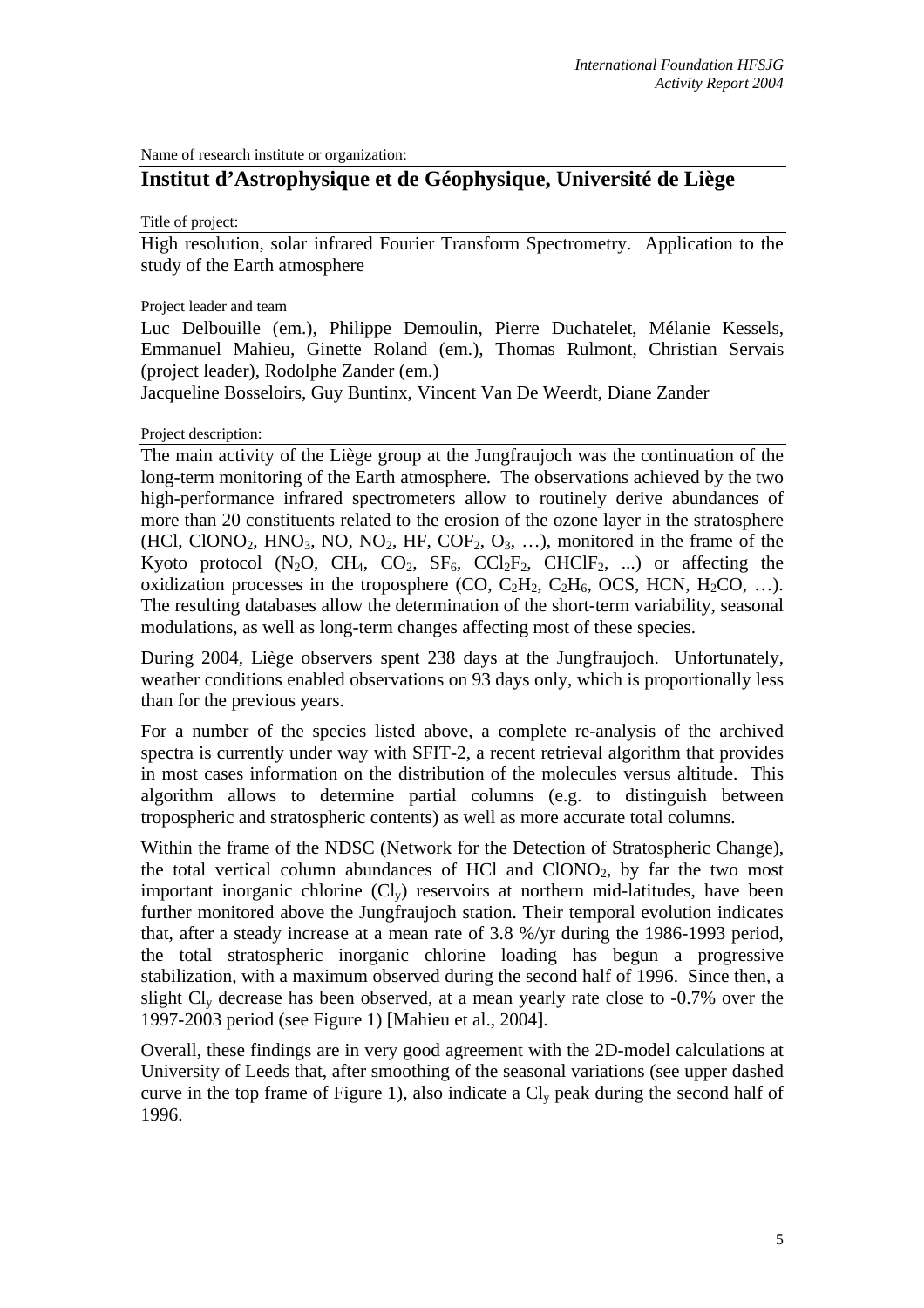Name of research institute or organization:

## Institut d'Astrophysique et de Géophysique, Université de Liège

Title of project:

High resolution, solar infrared Fourier Transform Spectrometry. Application to the study of the Earth atmosphere

Project leader and team

Luc Delbouille (em.), Philippe Demoulin, Pierre Duchatelet, Mélanie Kessels, Emmanuel Mahieu, Ginette Roland (em.), Thomas Rulmont, Christian Servais (project leader), Rodolphe Zander (em.)

Jacqueline Bosseloirs, Guy Buntinx, Vincent Van De Weerdt, Diane Zander

Project description:

The main activity of the Liège group at the Jungfraujoch was the continuation of the long-term monitoring of the Earth atmosphere. The observations achieved by the two high-performance infrared spectrometers allow to routinely derive abundances of more than 20 constituents related to the erosion of the ozone layer in the stratosphere (HCl, $ClONO_2$, $HNO_3$, NO, $NO_2$, HF, $COF_2$, $O_3$, …), monitored in the frame of the Kyoto protocol ($N_2O$, $CH_4$, $CO_2$, $SF_6$, $CCl_2F_2$, $CHClF_2$, ...) or affecting the oxidization processes in the troposphere (CO, $C_2H_2$, $C_2H_6$, OCS, HCN, $H_2CO$, …). The resulting databases allow the determination of the short-term variability, seasonal modulations, as well as long-term changes affecting most of these species.

During 2004, Liège observers spent 238 days at the Jungfraujoch. Unfortunately, weather conditions enabled observations on 93 days only, which is proportionally less than for the previous years.

For a number of the species listed above, a complete re-analysis of the archived spectra is currently under way with SFIT-2, a recent retrieval algorithm that provides in most cases information on the distribution of the molecules versus altitude. This algorithm allows to determine partial columns (e.g. to distinguish between tropospheric and stratospheric contents) as well as more accurate total columns.

Within the frame of the NDSC (Network for the Detection of Stratospheric Change), the total vertical column abundances of HCl and $ClONO_2$, by far the two most important inorganic chlorine ($Cl_y$) reservoirs at northern mid-latitudes, have been further monitored above the Jungfraujoch station. Their temporal evolution indicates that, after a steady increase at a mean rate of 3.8 %/yr during the 1986-1993 period, the total stratospheric inorganic chlorine loading has begun a progressive stabilization, with a maximum observed during the second half of 1996. Since then, a slight $Cl_y$ decrease has been observed, at a mean yearly rate close to -0.7% over the 1997-2003 period (see Figure 1) [Mahieu et al., 2004].

Overall, these findings are in very good agreement with the 2D-model calculations at University of Leeds that, after smoothing of the seasonal variations (see upper dashed curve in the top frame of Figure 1), also indicate a $Cl_y$ peak during the second half of 1996.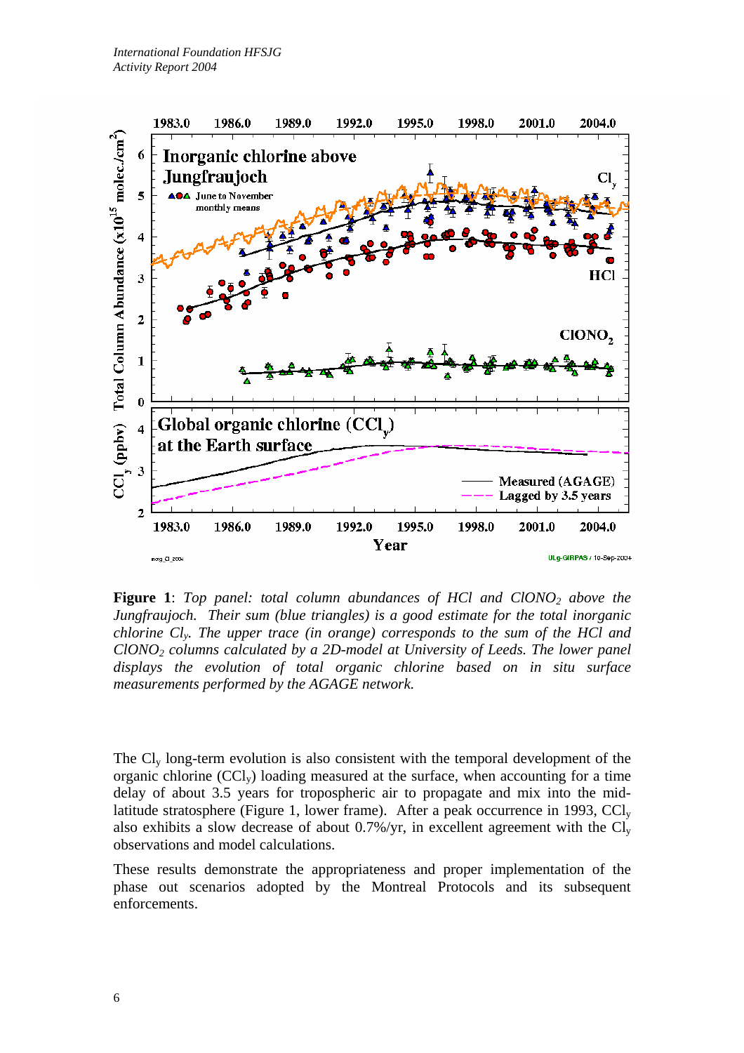**Figure 1**: *Top panel: total column abundances of HCl and $ClONO_2$ above the Jungfraujoch. Their sum (blue triangles) is a good estimate for the total inorganic chlorine $Cl_y$. The upper trace (in orange) corresponds to the sum of the HCl and $ClONO_2$ columns calculated by a 2D-model at University of Leeds. The lower panel displays the evolution of total organic chlorine based on in situ surface measurements performed by the AGAGE network.*

The $Cl_y$ long-term evolution is also consistent with the temporal development of the organic chlorine ($CCl_y$) loading measured at the surface, when accounting for a time delay of about 3.5 years for tropospheric air to propagate and mix into the mid-latitude stratosphere (Figure 1, lower frame). After a peak occurrence in 1993, $CCl_y$ also exhibits a slow decrease of about 0.7%/yr, in excellent agreement with the $Cl_y$ observations and model calculations.

These results demonstrate the appropriateness and proper implementation of the phase out scenarios adopted by the Montreal Protocols and its subsequent enforcements.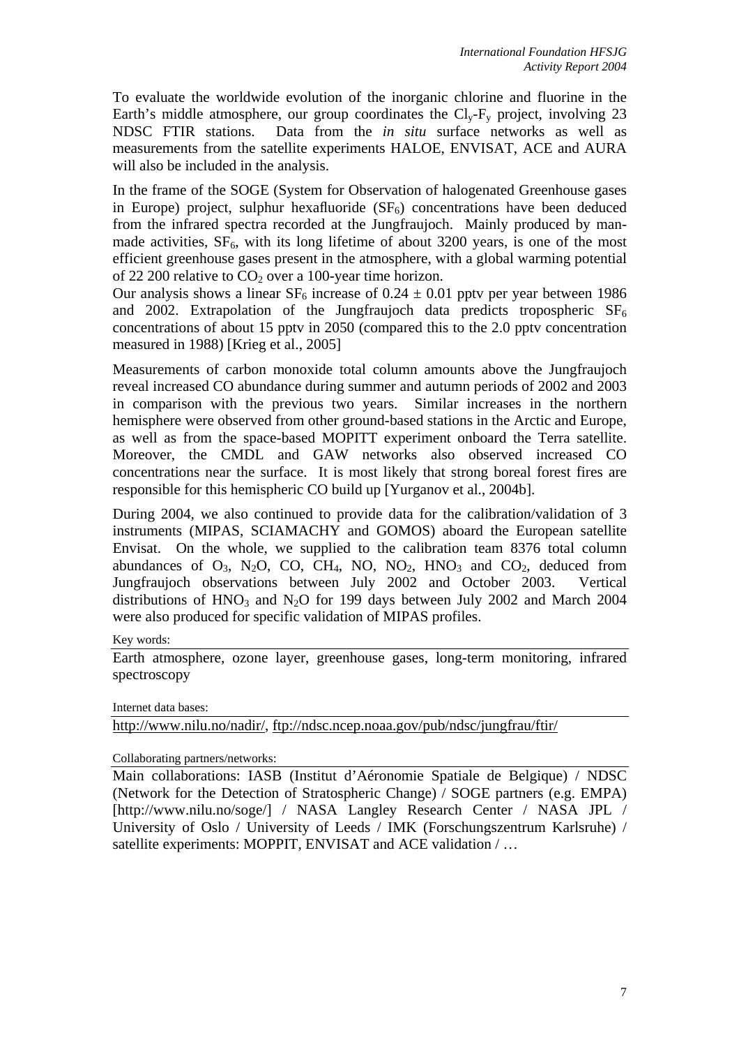To evaluate the worldwide evolution of the inorganic chlorine and fluorine in the Earth's middle atmosphere, our group coordinates the $Cl_y$-$F_y$ project, involving 23 NDSC FTIR stations. Data from the *in situ* surface networks as well as measurements from the satellite experiments HALOE, ENVISAT, ACE and AURA will also be included in the analysis.

In the frame of the SOGE (System for Observation of halogenated Greenhouse gases in Europe) project, sulphur hexafluoride ($SF_6$) concentrations have been deduced from the infrared spectra recorded at the Jungfraujoch. Mainly produced by man-made activities, $SF_6$, with its long lifetime of about 3200 years, is one of the most efficient greenhouse gases present in the atmosphere, with a global warming potential of 22 200 relative to $CO_2$ over a 100-year time horizon.
Our analysis shows a linear $SF_6$ increase of $0.24 \pm 0.01$ pptv per year between 1986 and 2002. Extrapolation of the Jungfraujoch data predicts tropospheric $SF_6$ concentrations of about 15 pptv in 2050 (compared this to the 2.0 pptv concentration measured in 1988) [Krieg et al., 2005]

Measurements of carbon monoxide total column amounts above the Jungfraujoch reveal increased CO abundance during summer and autumn periods of 2002 and 2003 in comparison with the previous two years. Similar increases in the northern hemisphere were observed from other ground-based stations in the Arctic and Europe, as well as from the space-based MOPITT experiment onboard the Terra satellite. Moreover, the CMDL and GAW networks also observed increased CO concentrations near the surface. It is most likely that strong boreal forest fires are responsible for this hemispheric CO build up [Yurganov et al., 2004b].

During 2004, we also continued to provide data for the calibration/validation of 3 instruments (MIPAS, SCIAMACHY and GOMOS) aboard the European satellite Envisat. On the whole, we supplied to the calibration team 8376 total column abundances of $O_3$, $N_2O$, CO, $CH_4$, NO, $NO_2$, $HNO_3$ and $CO_2$, deduced from Jungfraujoch observations between July 2002 and October 2003. Vertical distributions of $HNO_3$ and $N_2O$ for 199 days between July 2002 and March 2004 were also produced for specific validation of MIPAS profiles.

Key words:

Earth atmosphere, ozone layer, greenhouse gases, long-term monitoring, infrared spectroscopy

Internet data bases:

http://www.nilu.no/nadir/, ftp://ndsc.ncep.noaa.gov/pub/ndsc/jungfrau/ftir/

Collaborating partners/networks:

Main collaborations: IASB (Institut d'Aéronomie Spatiale de Belgique) / NDSC (Network for the Detection of Stratospheric Change) / SOGE partners (e.g. EMPA) [http://www.nilu.no/soge/] / NASA Langley Research Center / NASA JPL / University of Oslo / University of Leeds / IMK (Forschungszentrum Karlsruhe) / satellite experiments: MOPPIT, ENVISAT and ACE validation / …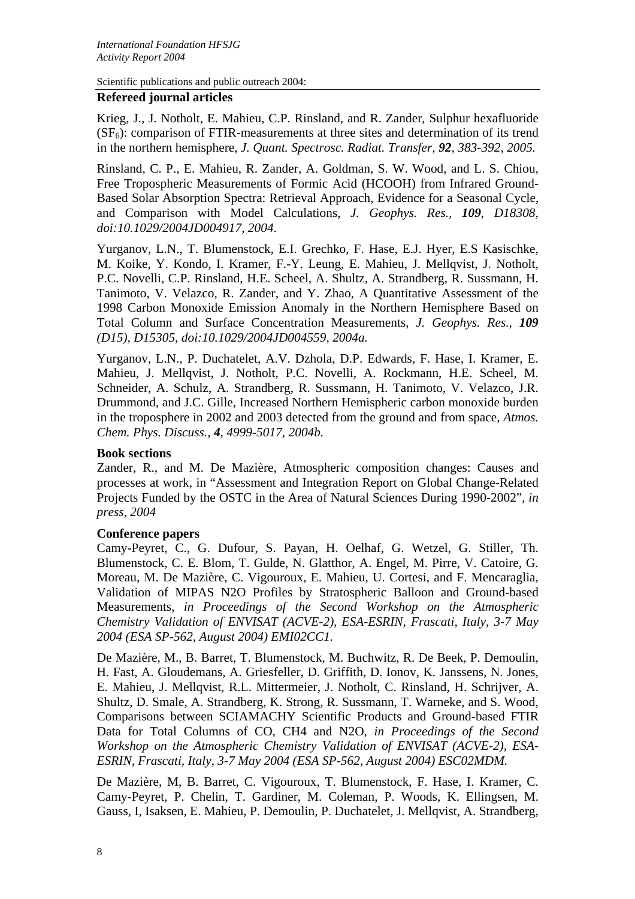Scientific publications and public outreach 2004:

## Refereed journal articles

Krieg, J., J. Notholt, E. Mahieu, C.P. Rinsland, and R. Zander, Sulphur hexafluoride ($SF_6$): comparison of FTIR-measurements at three sites and determination of its trend in the northern hemisphere, *J. Quant. Spectrosc. Radiat. Transfer, **92**, 383-392, 2005.*

Rinsland, C. P., E. Mahieu, R. Zander, A. Goldman, S. W. Wood, and L. S. Chiou, Free Tropospheric Measurements of Formic Acid (HCOOH) from Infrared Ground-Based Solar Absorption Spectra: Retrieval Approach, Evidence for a Seasonal Cycle, and Comparison with Model Calculations, *J. Geophys. Res., **109**, D18308, doi:10.1029/2004JD004917, 2004.*

Yurganov, L.N., T. Blumenstock, E.I. Grechko, F. Hase, E.J. Hyer, E.S Kasischke, M. Koike, Y. Kondo, I. Kramer, F.-Y. Leung, E. Mahieu, J. Mellqvist, J. Notholt, P.C. Novelli, C.P. Rinsland, H.E. Scheel, A. Shultz, A. Strandberg, R. Sussmann, H. Tanimoto, V. Velazco, R. Zander, and Y. Zhao, A Quantitative Assessment of the 1998 Carbon Monoxide Emission Anomaly in the Northern Hemisphere Based on Total Column and Surface Concentration Measurements, *J. Geophys. Res., **109** (D15), D15305, doi:10.1029/2004JD004559, 2004a.*

Yurganov, L.N., P. Duchatelet, A.V. Dzhola, D.P. Edwards, F. Hase, I. Kramer, E. Mahieu, J. Mellqvist, J. Notholt, P.C. Novelli, A. Rockmann, H.E. Scheel, M. Schneider, A. Schulz, A. Strandberg, R. Sussmann, H. Tanimoto, V. Velazco, J.R. Drummond, and J.C. Gille, Increased Northern Hemispheric carbon monoxide burden in the troposphere in 2002 and 2003 detected from the ground and from space, *Atmos. Chem. Phys. Discuss., **4**, 4999-5017, 2004b.*

## Book sections

Zander, R., and M. De Mazière, Atmospheric composition changes: Causes and processes at work, in "Assessment and Integration Report on Global Change-Related Projects Funded by the OSTC in the Area of Natural Sciences During 1990-2002", *in press, 2004*

## Conference papers

Camy-Peyret, C., G. Dufour, S. Payan, H. Oelhaf, G. Wetzel, G. Stiller, Th. Blumenstock, C. E. Blom, T. Gulde, N. Glatthor, A. Engel, M. Pirre, V. Catoire, G. Moreau, M. De Mazière, C. Vigouroux, E. Mahieu, U. Cortesi, and F. Mencaraglia, Validation of MIPAS N2O Profiles by Stratospheric Balloon and Ground-based Measurements, *in Proceedings of the Second Workshop on the Atmospheric Chemistry Validation of ENVISAT (ACVE-2), ESA-ESRIN, Frascati, Italy, 3-7 May 2004 (ESA SP-562, August 2004) EMI02CC1.*

De Mazière, M., B. Barret, T. Blumenstock, M. Buchwitz, R. De Beek, P. Demoulin, H. Fast, A. Gloudemans, A. Griesfeller, D. Griffith, D. Ionov, K. Janssens, N. Jones, E. Mahieu, J. Mellqvist, R.L. Mittermeier, J. Notholt, C. Rinsland, H. Schrijver, A. Shultz, D. Smale, A. Strandberg, K. Strong, R. Sussmann, T. Warneke, and S. Wood, Comparisons between SCIAMACHY Scientific Products and Ground-based FTIR Data for Total Columns of CO, CH4 and N2O, *in Proceedings of the Second Workshop on the Atmospheric Chemistry Validation of ENVISAT (ACVE-2), ESA-ESRIN, Frascati, Italy, 3-7 May 2004 (ESA SP-562, August 2004) ESC02MDM.*

De Mazière, M, B. Barret, C. Vigouroux, T. Blumenstock, F. Hase, I. Kramer, C. Camy-Peyret, P. Chelin, T. Gardiner, M. Coleman, P. Woods, K. Ellingsen, M. Gauss, I, Isaksen, E. Mahieu, P. Demoulin, P. Duchatelet, J. Mellqvist, A. Strandberg,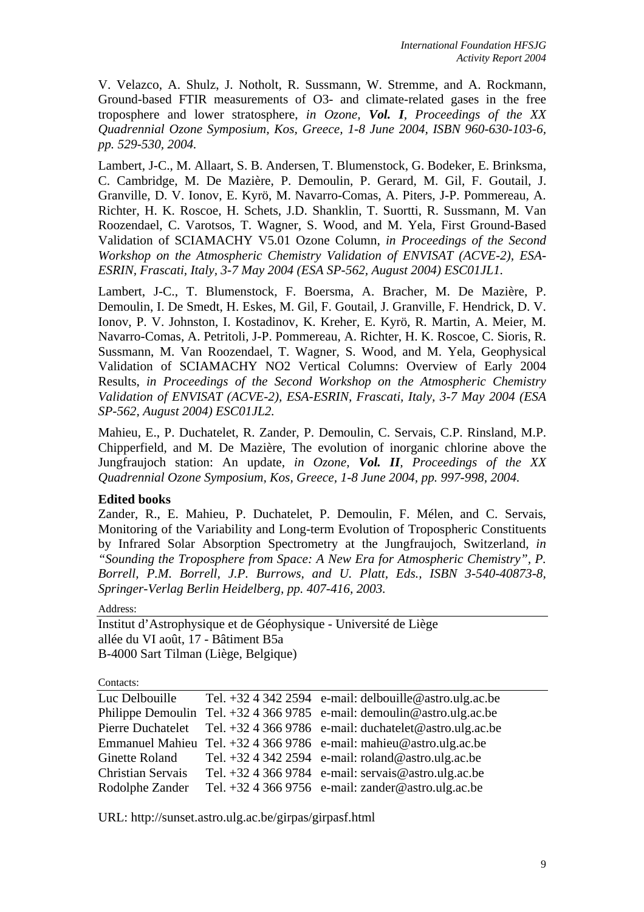V. Velazco, A. Shulz, J. Notholt, R. Sussmann, W. Stremme, and A. Rockmann, Ground-based FTIR measurements of O3- and climate-related gases in the free troposphere and lower stratosphere, *in Ozone, **Vol. I**, Proceedings of the XX Quadrennial Ozone Symposium, Kos, Greece, 1-8 June 2004, ISBN 960-630-103-6, pp. 529-530, 2004.*

Lambert, J-C., M. Allaart, S. B. Andersen, T. Blumenstock, G. Bodeker, E. Brinksma, C. Cambridge, M. De Mazière, P. Demoulin, P. Gerard, M. Gil, F. Goutail, J. Granville, D. V. Ionov, E. Kyrö, M. Navarro-Comas, A. Piters, J-P. Pommereau, A. Richter, H. K. Roscoe, H. Schets, J.D. Shanklin, T. Suortti, R. Sussmann, M. Van Roozendael, C. Varotsos, T. Wagner, S. Wood, and M. Yela, First Ground-Based Validation of SCIAMACHY V5.01 Ozone Column, *in Proceedings of the Second Workshop on the Atmospheric Chemistry Validation of ENVISAT (ACVE-2), ESA-ESRIN, Frascati, Italy, 3-7 May 2004 (ESA SP-562, August 2004) ESC01JL1.*

Lambert, J-C., T. Blumenstock, F. Boersma, A. Bracher, M. De Mazière, P. Demoulin, I. De Smedt, H. Eskes, M. Gil, F. Goutail, J. Granville, F. Hendrick, D. V. Ionov, P. V. Johnston, I. Kostadinov, K. Kreher, E. Kyrö, R. Martin, A. Meier, M. Navarro-Comas, A. Petritoli, J-P. Pommereau, A. Richter, H. K. Roscoe, C. Sioris, R. Sussmann, M. Van Roozendael, T. Wagner, S. Wood, and M. Yela, Geophysical Validation of SCIAMACHY NO2 Vertical Columns: Overview of Early 2004 Results, *in Proceedings of the Second Workshop on the Atmospheric Chemistry Validation of ENVISAT (ACVE-2), ESA-ESRIN, Frascati, Italy, 3-7 May 2004 (ESA SP-562, August 2004) ESC01JL2.*

Mahieu, E., P. Duchatelet, R. Zander, P. Demoulin, C. Servais, C.P. Rinsland, M.P. Chipperfield, and M. De Mazière, The evolution of inorganic chlorine above the Jungfraujoch station: An update, *in Ozone, **Vol. II**, Proceedings of the XX Quadrennial Ozone Symposium, Kos, Greece, 1-8 June 2004, pp. 997-998, 2004.*

**Edited books**

Zander, R., E. Mahieu, P. Duchatelet, P. Demoulin, F. Mélen, and C. Servais, Monitoring of the Variability and Long-term Evolution of Tropospheric Constituents by Infrared Solar Absorption Spectrometry at the Jungfraujoch, Switzerland, *in "Sounding the Troposphere from Space: A New Era for Atmospheric Chemistry", P. Borrell, P.M. Borrell, J.P. Burrows, and U. Platt, Eds., ISBN 3-540-40873-8, Springer-Verlag Berlin Heidelberg, pp. 407-416, 2003.*

Address:

Institut d'Astrophysique et de Géophysique - Université de Liège
allée du VI août, 17 - Bâtiment B5a
B-4000 Sart Tilman (Liège, Belgique)

Contacts:

| | | |
|---|---|---|
| Luc Delbouille | Tel. +32 4 342 2594 | e-mail: delbouille@astro.ulg.ac.be |
| Philippe Demoulin | Tel. +32 4 366 9785 | e-mail: demoulin@astro.ulg.ac.be |
| Pierre Duchatelet | Tel. +32 4 366 9786 | e-mail: duchatelet@astro.ulg.ac.be |
| Emmanuel Mahieu | Tel. +32 4 366 9786 | e-mail: mahieu@astro.ulg.ac.be |
| Ginette Roland | Tel. +32 4 342 2594 | e-mail: roland@astro.ulg.ac.be |
| Christian Servais | Tel. +32 4 366 9784 | e-mail: servais@astro.ulg.ac.be |
| Rodolphe Zander | Tel. +32 4 366 9756 | e-mail: zander@astro.ulg.ac.be |

URL: http://sunset.astro.ulg.ac.be/girpas/girpasf.html